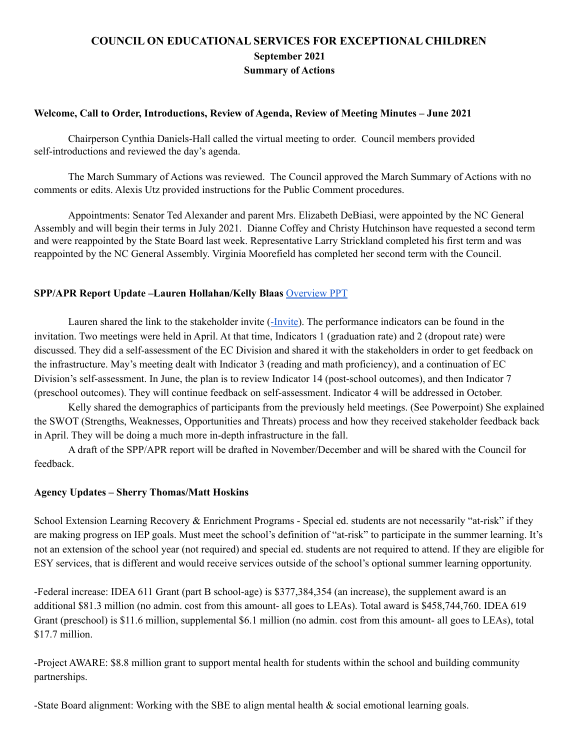# COUNCIL ON EDUCATIONAL SERVICES FOR EXCEPTIONAL CHILDREN
## September 2021
## Summary of Actions

**Welcome, Call to Order, Introductions, Review of Agenda, Review of Meeting Minutes – June 2021**

Chairperson Cynthia Daniels-Hall called the virtual meeting to order. Council members provided self-introductions and reviewed the day's agenda.

The March Summary of Actions was reviewed. The Council approved the March Summary of Actions with no comments or edits. Alexis Utz provided instructions for the Public Comment procedures.

Appointments: Senator Ted Alexander and parent Mrs. Elizabeth DeBiasi, were appointed by the NC General Assembly and will begin their terms in July 2021. Dianne Coffey and Christy Hutchinson have requested a second term and were reappointed by the State Board last week. Representative Larry Strickland completed his first term and was reappointed by the NC General Assembly. Virginia Moorefield has completed her second term with the Council.

**SPP/APR Report Update –Lauren Hollahan/Kelly Blaas** Overview PPT

Lauren shared the link to the stakeholder invite (-Invite). The performance indicators can be found in the invitation. Two meetings were held in April. At that time, Indicators 1 (graduation rate) and 2 (dropout rate) were discussed. They did a self-assessment of the EC Division and shared it with the stakeholders in order to get feedback on the infrastructure. May's meeting dealt with Indicator 3 (reading and math proficiency), and a continuation of EC Division's self-assessment. In June, the plan is to review Indicator 14 (post-school outcomes), and then Indicator 7 (preschool outcomes). They will continue feedback on self-assessment. Indicator 4 will be addressed in October.

Kelly shared the demographics of participants from the previously held meetings. (See Powerpoint) She explained the SWOT (Strengths, Weaknesses, Opportunities and Threats) process and how they received stakeholder feedback back in April. They will be doing a much more in-depth infrastructure in the fall.

A draft of the SPP/APR report will be drafted in November/December and will be shared with the Council for feedback.

**Agency Updates – Sherry Thomas/Matt Hoskins**

School Extension Learning Recovery & Enrichment Programs - Special ed. students are not necessarily "at-risk" if they are making progress on IEP goals. Must meet the school's definition of "at-risk" to participate in the summer learning. It's not an extension of the school year (not required) and special ed. students are not required to attend. If they are eligible for ESY services, that is different and would receive services outside of the school's optional summer learning opportunity.

-Federal increase: IDEA 611 Grant (part B school-age) is $377,384,354 (an increase), the supplement award is an additional $81.3 million (no admin. cost from this amount- all goes to LEAs). Total award is $458,744,760. IDEA 619 Grant (preschool) is $11.6 million, supplemental $6.1 million (no admin. cost from this amount- all goes to LEAs), total $17.7 million.

-Project AWARE: $8.8 million grant to support mental health for students within the school and building community partnerships.

-State Board alignment: Working with the SBE to align mental health & social emotional learning goals.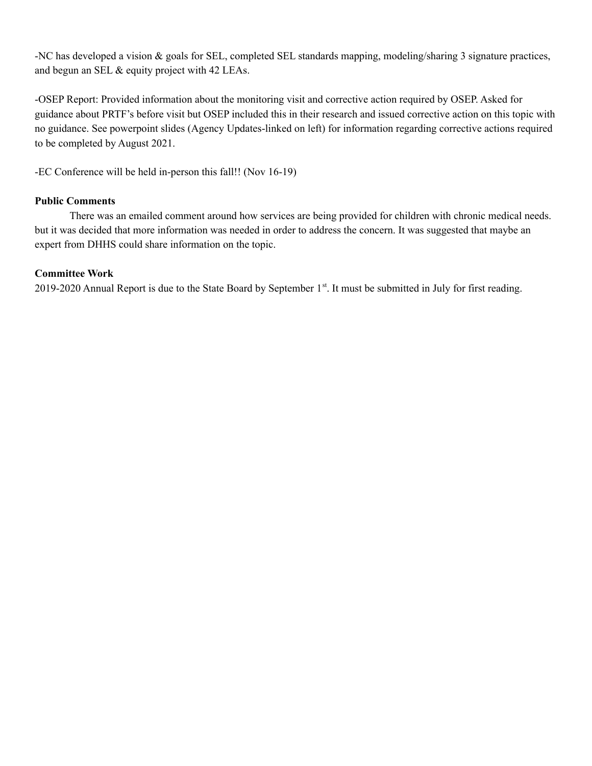-NC has developed a vision & goals for SEL, completed SEL standards mapping, modeling/sharing 3 signature practices, and begun an SEL & equity project with 42 LEAs.

-OSEP Report: Provided information about the monitoring visit and corrective action required by OSEP. Asked for guidance about PRTF's before visit but OSEP included this in their research and issued corrective action on this topic with no guidance. See powerpoint slides (Agency Updates-linked on left) for information regarding corrective actions required to be completed by August 2021.

-EC Conference will be held in-person this fall!! (Nov 16-19)

**Public Comments**

There was an emailed comment around how services are being provided for children with chronic medical needs. but it was decided that more information was needed in order to address the concern. It was suggested that maybe an expert from DHHS could share information on the topic.

**Committee Work**

2019-2020 Annual Report is due to the State Board by September 1st. It must be submitted in July for first reading.